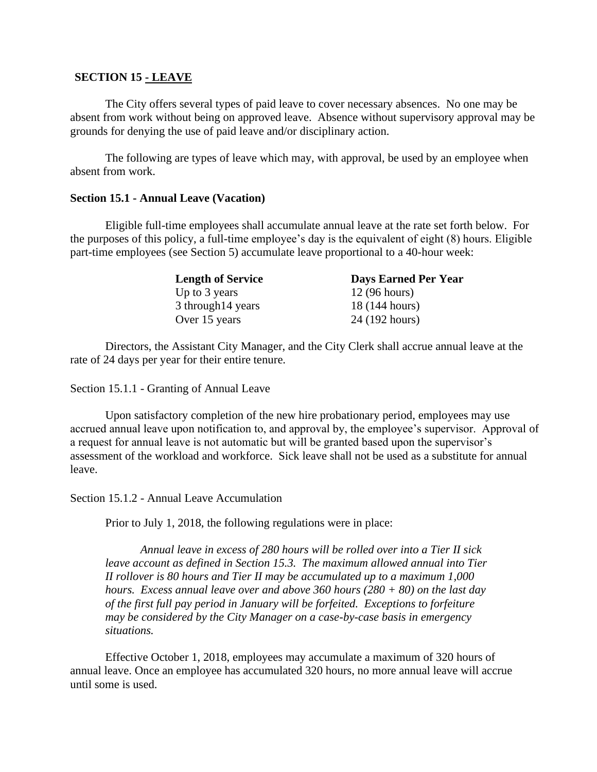## SECTION 15 - LEAVE

The City offers several types of paid leave to cover necessary absences. No one may be absent from work without being on approved leave. Absence without supervisory approval may be grounds for denying the use of paid leave and/or disciplinary action.

The following are types of leave which may, with approval, be used by an employee when absent from work.

### Section 15.1 - Annual Leave (Vacation)

Eligible full-time employees shall accumulate annual leave at the rate set forth below. For the purposes of this policy, a full-time employee's day is the equivalent of eight (8) hours. Eligible part-time employees (see Section 5) accumulate leave proportional to a 40-hour week:

| Length of Service | Days Earned Per Year |
| --- | --- |
| Up to 3 years | 12 (96 hours) |
| 3 through14 years | 18 (144 hours) |
| Over 15 years | 24 (192 hours) |

Directors, the Assistant City Manager, and the City Clerk shall accrue annual leave at the rate of 24 days per year for their entire tenure.

#### Section 15.1.1 - Granting of Annual Leave

Upon satisfactory completion of the new hire probationary period, employees may use accrued annual leave upon notification to, and approval by, the employee's supervisor. Approval of a request for annual leave is not automatic but will be granted based upon the supervisor's assessment of the workload and workforce. Sick leave shall not be used as a substitute for annual leave.

#### Section 15.1.2 - Annual Leave Accumulation

Prior to July 1, 2018, the following regulations were in place:

> *Annual leave in excess of 280 hours will be rolled over into a Tier II sick leave account as defined in Section 15.3. The maximum allowed annual into Tier II rollover is 80 hours and Tier II may be accumulated up to a maximum 1,000 hours. Excess annual leave over and above 360 hours (280 + 80) on the last day of the first full pay period in January will be forfeited. Exceptions to forfeiture may be considered by the City Manager on a case-by-case basis in emergency situations.*

Effective October 1, 2018, employees may accumulate a maximum of 320 hours of annual leave. Once an employee has accumulated 320 hours, no more annual leave will accrue until some is used.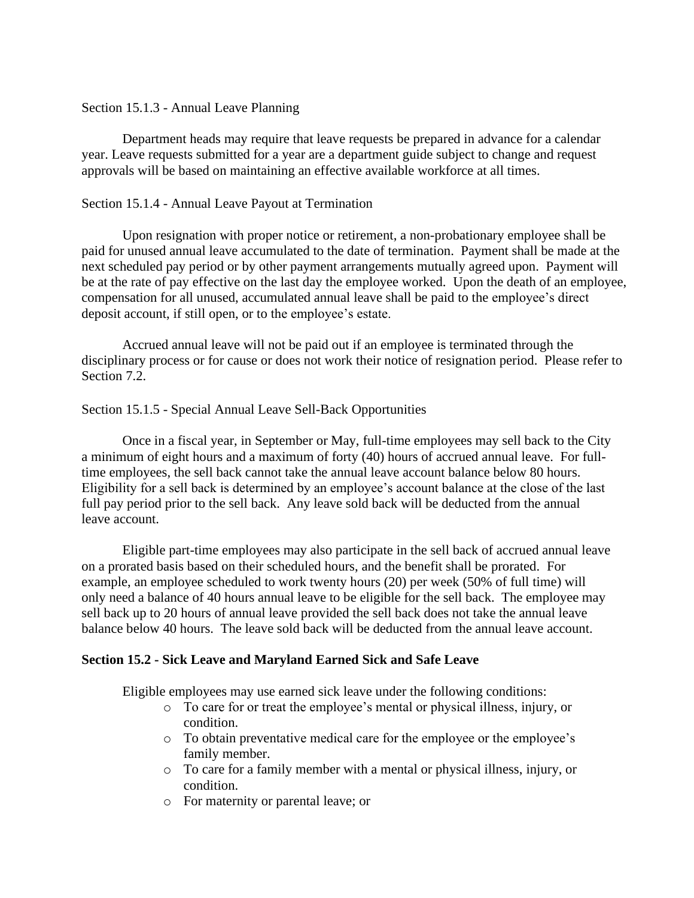Section 15.1.3 - Annual Leave Planning

Department heads may require that leave requests be prepared in advance for a calendar year. Leave requests submitted for a year are a department guide subject to change and request approvals will be based on maintaining an effective available workforce at all times.

Section 15.1.4 - Annual Leave Payout at Termination

Upon resignation with proper notice or retirement, a non-probationary employee shall be paid for unused annual leave accumulated to the date of termination. Payment shall be made at the next scheduled pay period or by other payment arrangements mutually agreed upon. Payment will be at the rate of pay effective on the last day the employee worked. Upon the death of an employee, compensation for all unused, accumulated annual leave shall be paid to the employee's direct deposit account, if still open, or to the employee's estate.

Accrued annual leave will not be paid out if an employee is terminated through the disciplinary process or for cause or does not work their notice of resignation period. Please refer to Section 7.2.

Section 15.1.5 - Special Annual Leave Sell-Back Opportunities

Once in a fiscal year, in September or May, full-time employees may sell back to the City a minimum of eight hours and a maximum of forty (40) hours of accrued annual leave. For full-time employees, the sell back cannot take the annual leave account balance below 80 hours. Eligibility for a sell back is determined by an employee's account balance at the close of the last full pay period prior to the sell back. Any leave sold back will be deducted from the annual leave account.

Eligible part-time employees may also participate in the sell back of accrued annual leave on a prorated basis based on their scheduled hours, and the benefit shall be prorated. For example, an employee scheduled to work twenty hours (20) per week (50% of full time) will only need a balance of 40 hours annual leave to be eligible for the sell back. The employee may sell back up to 20 hours of annual leave provided the sell back does not take the annual leave balance below 40 hours. The leave sold back will be deducted from the annual leave account.

**Section 15.2 - Sick Leave and Maryland Earned Sick and Safe Leave**

Eligible employees may use earned sick leave under the following conditions:

- To care for or treat the employee's mental or physical illness, injury, or condition.
- To obtain preventative medical care for the employee or the employee's family member.
- To care for a family member with a mental or physical illness, injury, or condition.
- For maternity or parental leave; or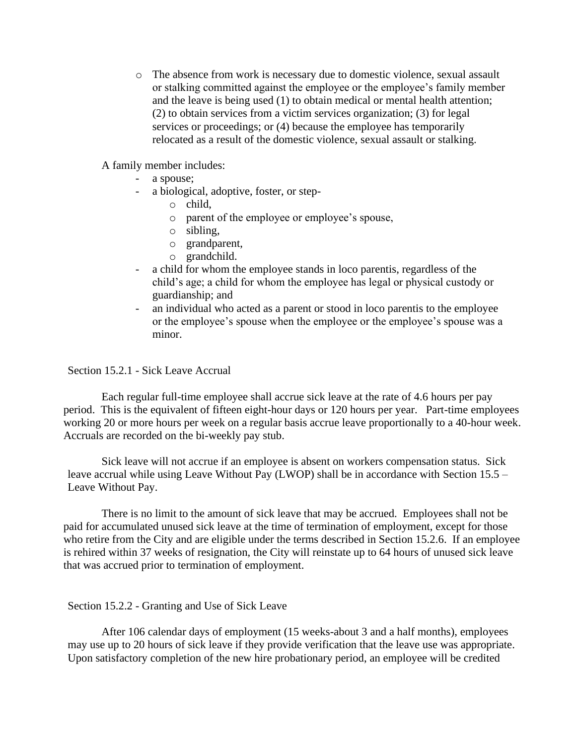- The absence from work is necessary due to domestic violence, sexual assault or stalking committed against the employee or the employee's family member and the leave is being used (1) to obtain medical or mental health attention; (2) to obtain services from a victim services organization; (3) for legal services or proceedings; or (4) because the employee has temporarily relocated as a result of the domestic violence, sexual assault or stalking.

A family member includes:

- a spouse;
- a biological, adoptive, foster, or step-
  - child,
  - parent of the employee or employee's spouse,
  - sibling,
  - grandparent,
  - grandchild.
- a child for whom the employee stands in loco parentis, regardless of the child's age; a child for whom the employee has legal or physical custody or guardianship; and
- an individual who acted as a parent or stood in loco parentis to the employee or the employee's spouse when the employee or the employee's spouse was a minor.

Section 15.2.1 - Sick Leave Accrual

Each regular full-time employee shall accrue sick leave at the rate of 4.6 hours per pay period. This is the equivalent of fifteen eight-hour days or 120 hours per year. Part-time employees working 20 or more hours per week on a regular basis accrue leave proportionally to a 40-hour week. Accruals are recorded on the bi-weekly pay stub.

Sick leave will not accrue if an employee is absent on workers compensation status. Sick leave accrual while using Leave Without Pay (LWOP) shall be in accordance with Section 15.5 – Leave Without Pay.

There is no limit to the amount of sick leave that may be accrued. Employees shall not be paid for accumulated unused sick leave at the time of termination of employment, except for those who retire from the City and are eligible under the terms described in Section 15.2.6. If an employee is rehired within 37 weeks of resignation, the City will reinstate up to 64 hours of unused sick leave that was accrued prior to termination of employment.

Section 15.2.2 - Granting and Use of Sick Leave

After 106 calendar days of employment (15 weeks-about 3 and a half months), employees may use up to 20 hours of sick leave if they provide verification that the leave use was appropriate. Upon satisfactory completion of the new hire probationary period, an employee will be credited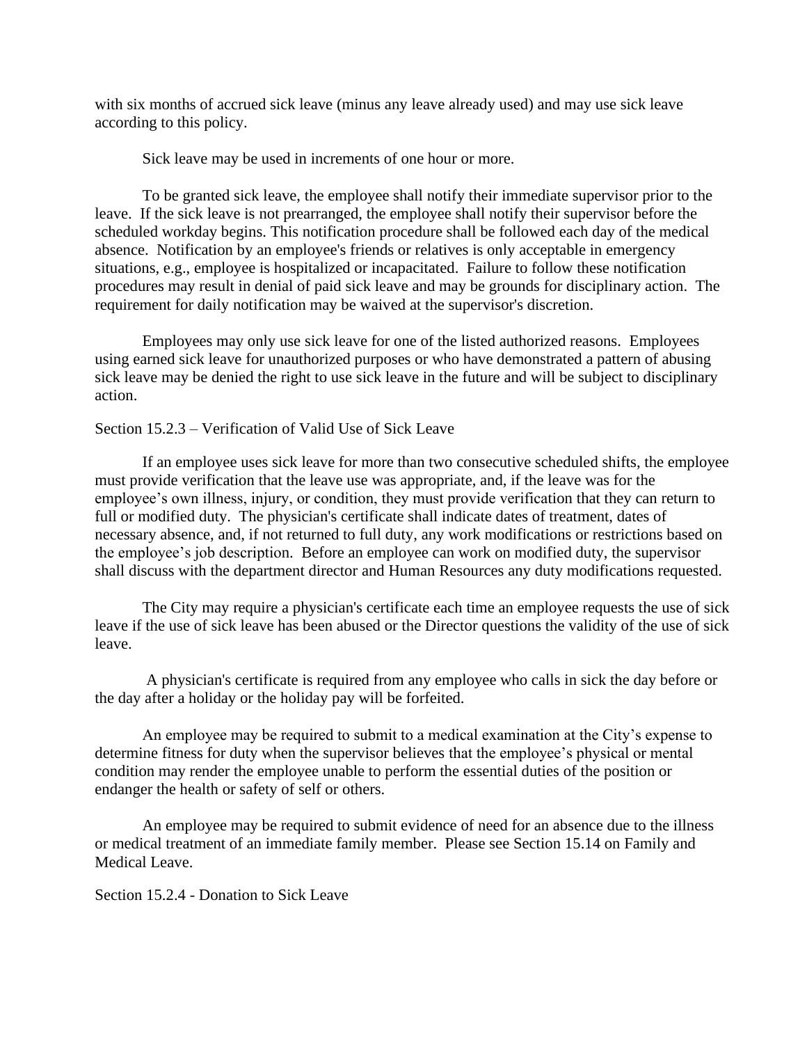with six months of accrued sick leave (minus any leave already used) and may use sick leave according to this policy.

Sick leave may be used in increments of one hour or more.

To be granted sick leave, the employee shall notify their immediate supervisor prior to the leave. If the sick leave is not prearranged, the employee shall notify their supervisor before the scheduled workday begins. This notification procedure shall be followed each day of the medical absence. Notification by an employee's friends or relatives is only acceptable in emergency situations, e.g., employee is hospitalized or incapacitated. Failure to follow these notification procedures may result in denial of paid sick leave and may be grounds for disciplinary action. The requirement for daily notification may be waived at the supervisor's discretion.

Employees may only use sick leave for one of the listed authorized reasons. Employees using earned sick leave for unauthorized purposes or who have demonstrated a pattern of abusing sick leave may be denied the right to use sick leave in the future and will be subject to disciplinary action.

Section 15.2.3 – Verification of Valid Use of Sick Leave

If an employee uses sick leave for more than two consecutive scheduled shifts, the employee must provide verification that the leave use was appropriate, and, if the leave was for the employee’s own illness, injury, or condition, they must provide verification that they can return to full or modified duty. The physician's certificate shall indicate dates of treatment, dates of necessary absence, and, if not returned to full duty, any work modifications or restrictions based on the employee’s job description. Before an employee can work on modified duty, the supervisor shall discuss with the department director and Human Resources any duty modifications requested.

The City may require a physician's certificate each time an employee requests the use of sick leave if the use of sick leave has been abused or the Director questions the validity of the use of sick leave.

A physician's certificate is required from any employee who calls in sick the day before or the day after a holiday or the holiday pay will be forfeited.

An employee may be required to submit to a medical examination at the City’s expense to determine fitness for duty when the supervisor believes that the employee’s physical or mental condition may render the employee unable to perform the essential duties of the position or endanger the health or safety of self or others.

An employee may be required to submit evidence of need for an absence due to the illness or medical treatment of an immediate family member. Please see Section 15.14 on Family and Medical Leave.

Section 15.2.4 - Donation to Sick Leave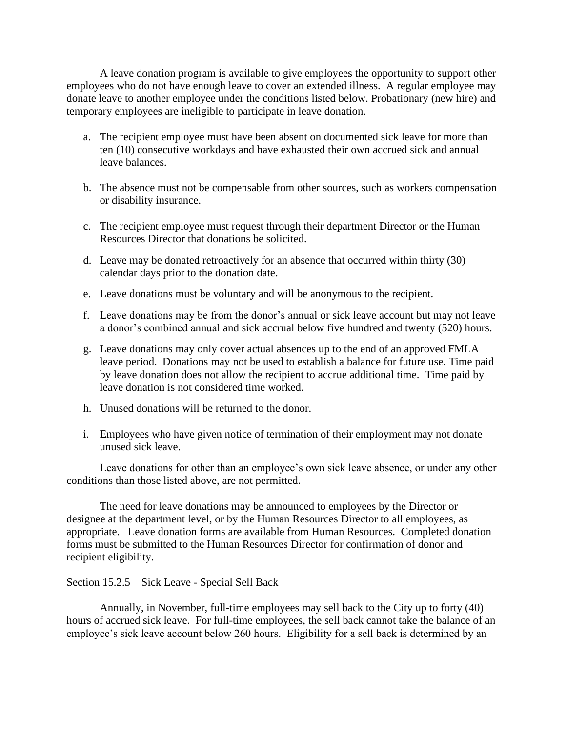A leave donation program is available to give employees the opportunity to support other employees who do not have enough leave to cover an extended illness. A regular employee may donate leave to another employee under the conditions listed below. Probationary (new hire) and temporary employees are ineligible to participate in leave donation.

a. The recipient employee must have been absent on documented sick leave for more than ten (10) consecutive workdays and have exhausted their own accrued sick and annual leave balances.

b. The absence must not be compensable from other sources, such as workers compensation or disability insurance.

c. The recipient employee must request through their department Director or the Human Resources Director that donations be solicited.

d. Leave may be donated retroactively for an absence that occurred within thirty (30) calendar days prior to the donation date.

e. Leave donations must be voluntary and will be anonymous to the recipient.

f. Leave donations may be from the donor's annual or sick leave account but may not leave a donor's combined annual and sick accrual below five hundred and twenty (520) hours.

g. Leave donations may only cover actual absences up to the end of an approved FMLA leave period. Donations may not be used to establish a balance for future use. Time paid by leave donation does not allow the recipient to accrue additional time. Time paid by leave donation is not considered time worked.

h. Unused donations will be returned to the donor.

i. Employees who have given notice of termination of their employment may not donate unused sick leave.

Leave donations for other than an employee's own sick leave absence, or under any other conditions than those listed above, are not permitted.

The need for leave donations may be announced to employees by the Director or designee at the department level, or by the Human Resources Director to all employees, as appropriate. Leave donation forms are available from Human Resources. Completed donation forms must be submitted to the Human Resources Director for confirmation of donor and recipient eligibility.

Section 15.2.5 – Sick Leave - Special Sell Back

Annually, in November, full-time employees may sell back to the City up to forty (40) hours of accrued sick leave. For full-time employees, the sell back cannot take the balance of an employee's sick leave account below 260 hours. Eligibility for a sell back is determined by an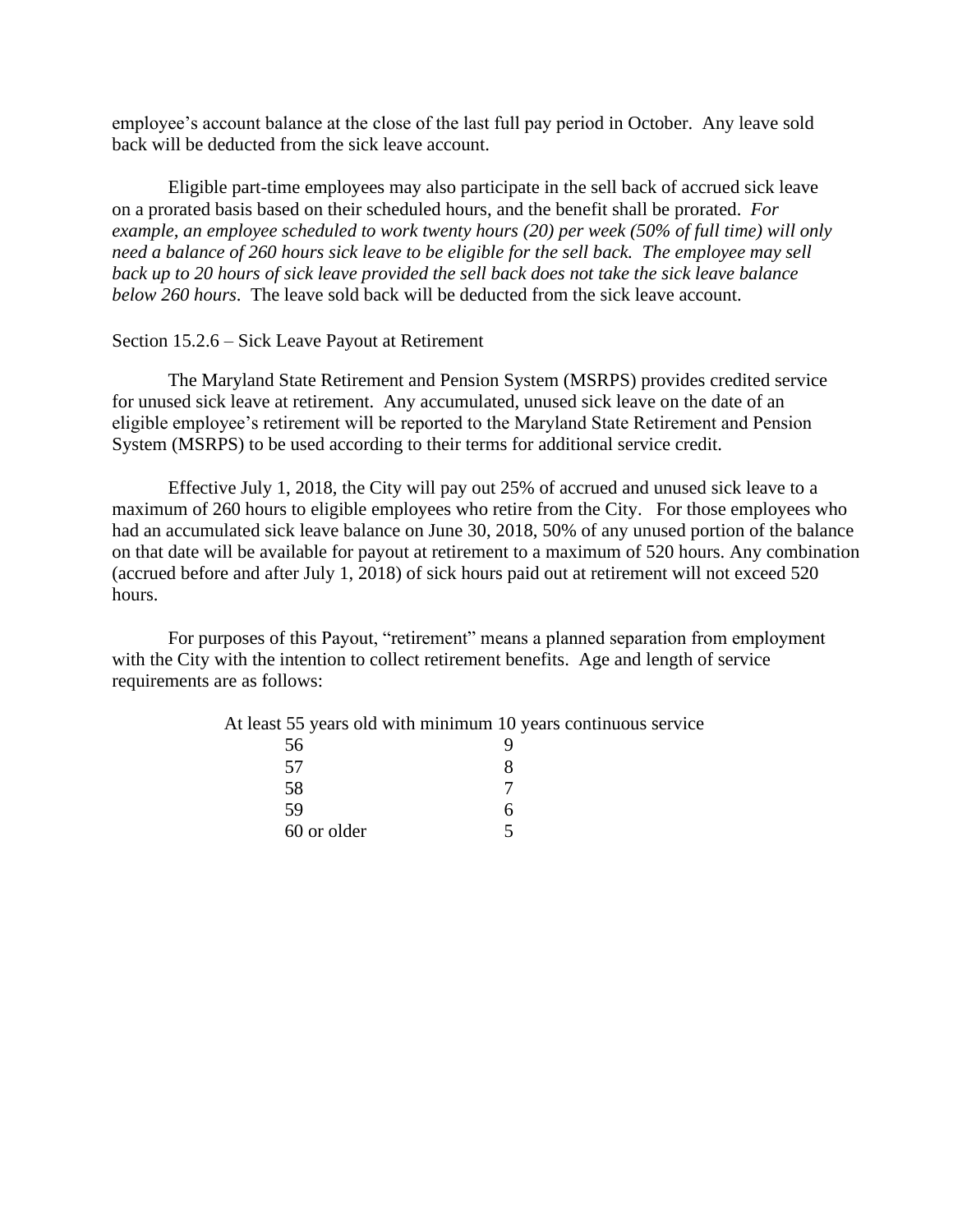employee's account balance at the close of the last full pay period in October. Any leave sold back will be deducted from the sick leave account.

Eligible part-time employees may also participate in the sell back of accrued sick leave on a prorated basis based on their scheduled hours, and the benefit shall be prorated. *For example, an employee scheduled to work twenty hours (20) per week (50% of full time) will only need a balance of 260 hours sick leave to be eligible for the sell back. The employee may sell back up to 20 hours of sick leave provided the sell back does not take the sick leave balance below 260 hours*. The leave sold back will be deducted from the sick leave account.

Section 15.2.6 – Sick Leave Payout at Retirement

The Maryland State Retirement and Pension System (MSRPS) provides credited service for unused sick leave at retirement. Any accumulated, unused sick leave on the date of an eligible employee's retirement will be reported to the Maryland State Retirement and Pension System (MSRPS) to be used according to their terms for additional service credit.

Effective July 1, 2018, the City will pay out 25% of accrued and unused sick leave to a maximum of 260 hours to eligible employees who retire from the City. For those employees who had an accumulated sick leave balance on June 30, 2018, 50% of any unused portion of the balance on that date will be available for payout at retirement to a maximum of 520 hours. Any combination (accrued before and after July 1, 2018) of sick hours paid out at retirement will not exceed 520 hours.

For purposes of this Payout, "retirement" means a planned separation from employment with the City with the intention to collect retirement benefits. Age and length of service requirements are as follows:

| | |
|---|---|
| At least 55 years old with minimum | 10 years continuous service |
| 56 | 9 |
| 57 | 8 |
| 58 | 7 |
| 59 | 6 |
| 60 or older | 5 |